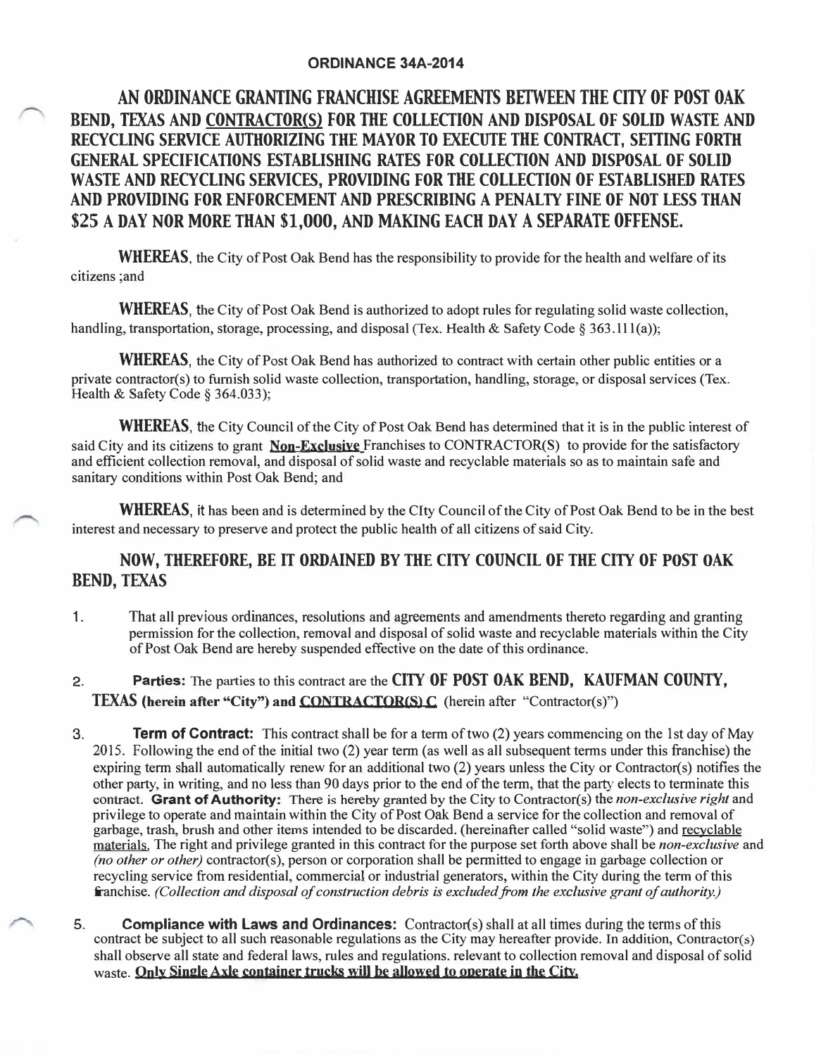**ORDINANCE 34A-2014**

# AN ORDINANCE GRANTING FRANCHISE AGREEMENTS BETWEEN THE CITY OF POST OAK BEND, TEXAS AND CONTRACTOR(S) FOR THE COLLECTION AND DISPOSAL OF SOLID WASTE AND RECYCLING SERVICE AUTHORIZING THE MAYOR TO EXECUTE THE CONTRACT, SETTING FORTH GENERAL SPECIFICATIONS ESTABLISHING RATES FOR COLLECTION AND DISPOSAL OF SOLID WASTE AND RECYCLING SERVICES, PROVIDING FOR THE COLLECTION OF ESTABLISHED RATES AND PROVIDING FOR ENFORCEMENT AND PRESCRIBING A PENALTY FINE OF NOT LESS THAN $25 A DAY NOR MORE THAN $1,000, AND MAKING EACH DAY A SEPARATE OFFENSE.

**WHEREAS**, the City of Post Oak Bend has the responsibility to provide for the health and welfare of its citizens ;and

**WHEREAS**, the City of Post Oak Bend is authorized to adopt rules for regulating solid waste collection, handling, transportation, storage, processing, and disposal (Tex. Health & Safety Code § 363.111(a));

**WHEREAS**, the City of Post Oak Bend has authorized to contract with certain other public entities or a private contractor(s) to furnish solid waste collection, transportation, handling, storage, or disposal services (Tex. Health & Safety Code § 364.033);

**WHEREAS**, the City Council of the City of Post Oak Bend has determined that it is in the public interest of said City and its citizens to grant **Non-Exclusive** Franchises to CONTRACTOR(S) to provide for the satisfactory and efficient collection removal, and disposal of solid waste and recyclable materials so as to maintain safe and sanitary conditions within Post Oak Bend; and

**WHEREAS**, it has been and is determined by the CIty Council of the City of Post Oak Bend to be in the best interest and necessary to preserve and protect the public health of all citizens of said City.

## NOW, THEREFORE, BE IT ORDAINED BY THE CITY COUNCIL OF THE CITY OF POST OAK BEND, TEXAS

1. That all previous ordinances, resolutions and agreements and amendments thereto regarding and granting permission for the collection, removal and disposal of solid waste and recyclable materials within the City of Post Oak Bend are hereby suspended effective on the date of this ordinance.

2. **Parties:** The parties to this contract are the **CITY OF POST OAK BEND, KAUFMAN COUNTY, TEXAS (herein after "City") and CONTRACTOR(S) C** (herein after "Contractor(s)")

3. **Term of Contract:** This contract shall be for a term of two (2) years commencing on the 1st day of May 2015. Following the end of the initial two (2) year term (as well as all subsequent terms under this franchise) the expiring term shall automatically renew for an additional two (2) years unless the City or Contractor(s) notifies the other party, in writing, and no less than 90 days prior to the end of the term, that the party elects to terminate this contract. **Grant of Authority:** There is hereby granted by the City to Contractor(s) the *non-exclusive right* and privilege to operate and maintain within the City of Post Oak Bend a service for the collection and removal of garbage, trash, brush and other items intended to be discarded. (hereinafter called "solid waste") and recyclable materials. The right and privilege granted in this contract for the purpose set forth above shall be *non-exclusive* and *(no other or other)* contractor(s), person or corporation shall be permitted to engage in garbage collection or recycling service from residential, commercial or industrial generators, within the City during the term of this franchise. *(Collection and disposal of construction debris is excluded from the exclusive grant of authority.)*

5. **Compliance with Laws and Ordinances:** Contractor(s) shall at all times during the terms of this contract be subject to all such reasonable regulations as the City may hereafter provide. In addition, Contractor(s) shall observe all state and federal laws, rules and regulations. relevant to collection removal and disposal of solid waste. **Only Single Axle container trucks will be allowed to operate in the City.**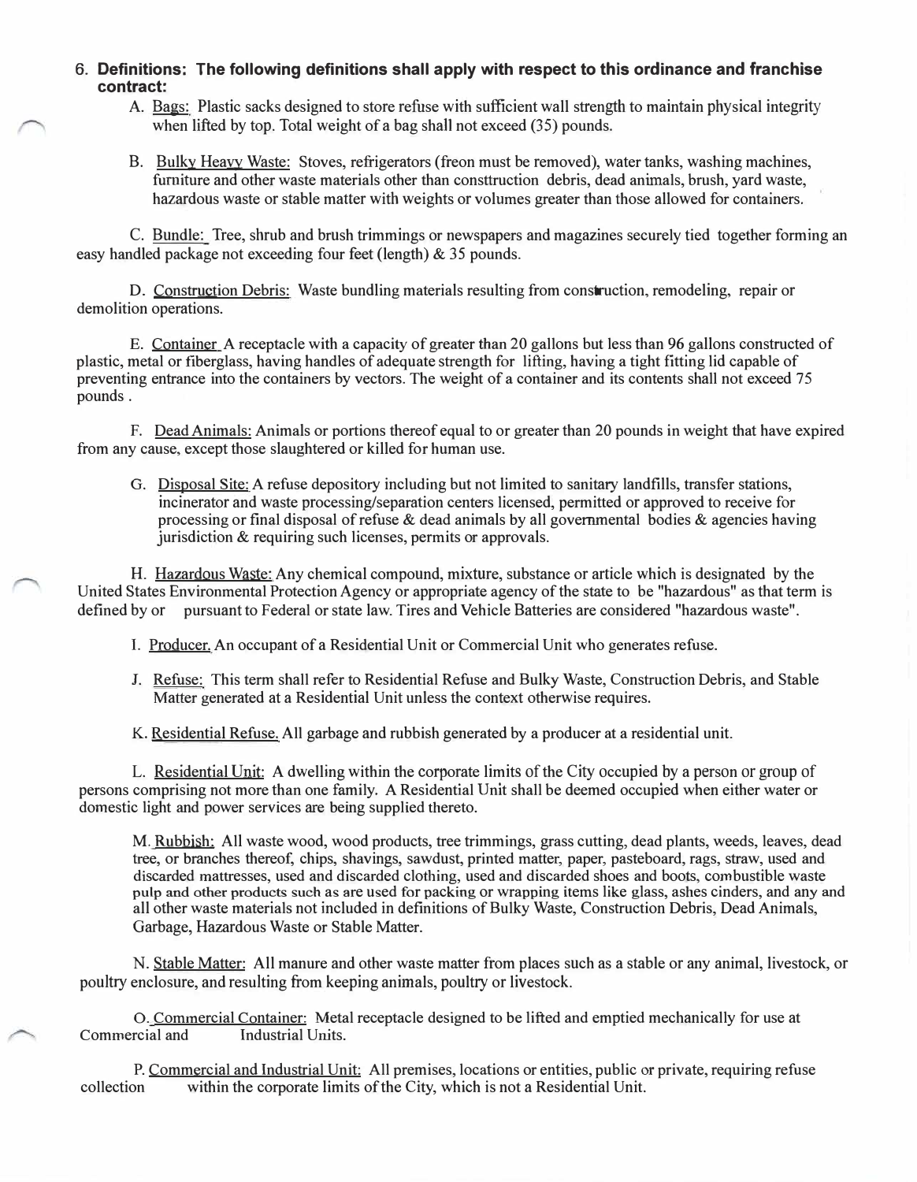6. **Definitions: The following definitions shall apply with respect to this ordinance and franchise contract:**

A. Bags: Plastic sacks designed to store refuse with sufficient wall strength to maintain physical integrity when lifted by top. Total weight of a bag shall not exceed (35) pounds.

B. Bulky Heavy Waste: Stoves, refrigerators (freon must be removed), water tanks, washing machines, furniture and other waste materials other than consttruction debris, dead animals, brush, yard waste, hazardous waste or stable matter with weights or volumes greater than those allowed for containers.

C. Bundle: Tree, shrub and brush trimmings or newspapers and magazines securely tied together forming an easy handled package not exceeding four feet (length) & 35 pounds.

D. Construction Debris: Waste bundling materials resulting from construction, remodeling, repair or demolition operations.

E. Container A receptacle with a capacity of greater than 20 gallons but less than 96 gallons constructed of plastic, metal or fiberglass, having handles of adequate strength for lifting, having a tight fitting lid capable of preventing entrance into the containers by vectors. The weight of a container and its contents shall not exceed 75 pounds .

F. Dead Animals: Animals or portions thereof equal to or greater than 20 pounds in weight that have expired from any cause, except those slaughtered or killed for human use.

G. Disposal Site: A refuse depository including but not limited to sanitary landfills, transfer stations, incinerator and waste processing/separation centers licensed, permitted or approved to receive for processing or final disposal of refuse & dead animals by all governmental bodies & agencies having jurisdiction & requiring such licenses, permits or approvals.

H. Hazardous Waste: Any chemical compound, mixture, substance or article which is designated by the United States Environmental Protection Agency or appropriate agency of the state to be "hazardous" as that term is defined by or pursuant to Federal or state law. Tires and Vehicle Batteries are considered "hazardous waste".

I. Producer. An occupant of a Residential Unit or Commercial Unit who generates refuse.

J. Refuse: This term shall refer to Residential Refuse and Bulky Waste, Construction Debris, and Stable Matter generated at a Residential Unit unless the context otherwise requires.

K. Residential Refuse. All garbage and rubbish generated by a producer at a residential unit.

L. Residential Unit: A dwelling within the corporate limits of the City occupied by a person or group of persons comprising not more than one family. A Residential Unit shall be deemed occupied when either water or domestic light and power services are being supplied thereto.

M. Rubbish: All waste wood, wood products, tree trimmings, grass cutting, dead plants, weeds, leaves, dead tree, or branches thereof, chips, shavings, sawdust, printed matter, paper, pasteboard, rags, straw, used and discarded mattresses, used and discarded clothing, used and discarded shoes and boots, combustible waste pulp and other products such as are used for packing or wrapping items like glass, ashes cinders, and any and all other waste materials not included in definitions of Bulky Waste, Construction Debris, Dead Animals, Garbage, Hazardous Waste or Stable Matter.

N. Stable Matter: All manure and other waste matter from places such as a stable or any animal, livestock, or poultry enclosure, and resulting from keeping animals, poultry or livestock.

O. Commercial Container: Metal receptacle designed to be lifted and emptied mechanically for use at Commercial and Industrial Units.

P. Commercial and Industrial Unit: All premises, locations or entities, public or private, requiring refuse collection within the corporate limits of the City, which is not a Residential Unit.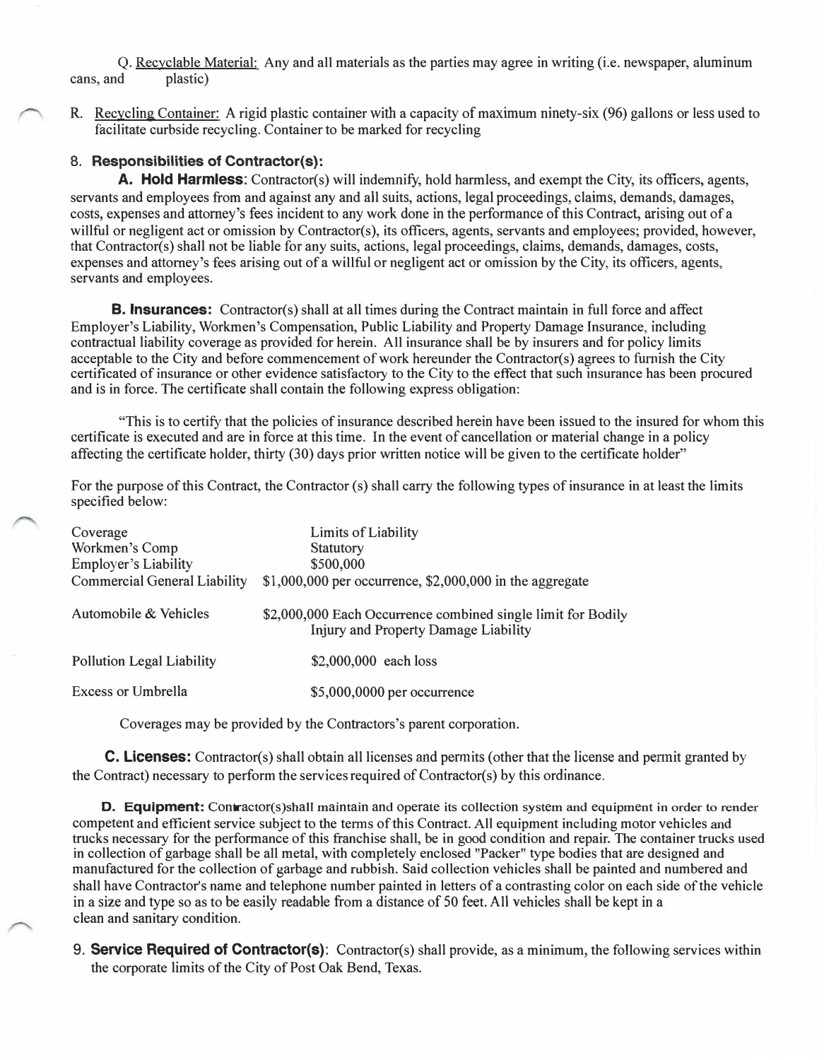Q. Recyclable Material: Any and all materials as the parties may agree in writing (i.e. newspaper, aluminum cans, and plastic)

R. Recycling Container: A rigid plastic container with a capacity of maximum ninety-six (96) gallons or less used to facilitate curbside recycling. Container to be marked for recycling

8. **Responsibilities of Contractor(s):**

**A. Hold Harmless**: Contractor(s) will indemnify, hold harmless, and exempt the City, its officers, agents, servants and employees from and against any and all suits, actions, legal proceedings, claims, demands, damages, costs, expenses and attorney's fees incident to any work done in the performance of this Contract, arising out of a willful or negligent act or omission by Contractor(s), its officers, agents, servants and employees; provided, however, that Contractor(s) shall not be liable for any suits, actions, legal proceedings, claims, demands, damages, costs, expenses and attorney's fees arising out of a willful or negligent act or omission by the City, its officers, agents, servants and employees.

**B. Insurances:** Contractor(s) shall at all times during the Contract maintain in full force and affect Employer's Liability, Workmen's Compensation, Public Liability and Property Damage Insurance, including contractual liability coverage as provided for herein. All insurance shall be by insurers and for policy limits acceptable to the City and before commencement of work hereunder the Contractor(s) agrees to furnish the City certificated of insurance or other evidence satisfactory to the City to the effect that such insurance has been procured and is in force. The certificate shall contain the following express obligation:

"This is to certify that the policies of insurance described herein have been issued to the insured for whom this certificate is executed and are in force at this time. In the event of cancellation or material change in a policy affecting the certificate holder, thirty (30) days prior written notice will be given to the certificate holder"

For the purpose of this Contract, the Contractor (s) shall carry the following types of insurance in at least the limits specified below:

| Coverage | Limits of Liability |
|---|---|
| Workmen's Comp | Statutory |
| Employer's Liability | $500,000 |
| Commercial General Liability | $1,000,000 per occurrence, $2,000,000 in the aggregate |
| Automobile & Vehicles | $2,000,000 Each Occurrence combined single limit for Bodily Injury and Property Damage Liability |
| Pollution Legal Liability | $2,000,000 each loss |
| Excess or Umbrella | $5,000,0000 per occurrence |

Coverages may be provided by the Contractors's parent corporation.

**C. Licenses:** Contractor(s) shall obtain all licenses and permits (other that the license and permit granted by the Contract) necessary to perform the services required of Contractor(s) by this ordinance.

**D. Equipment:** Contractor(s)shall maintain and operate its collection system and equipment in order to render competent and efficient service subject to the terms of this Contract. All equipment including motor vehicles and trucks necessary for the performance of this franchise shall, be in good condition and repair. The container trucks used in collection of garbage shall be all metal, with completely enclosed "Packer" type bodies that are designed and manufactured for the collection of garbage and rubbish. Said collection vehicles shall be painted and numbered and shall have Contractor's name and telephone number painted in letters of a contrasting color on each side of the vehicle in a size and type so as to be easily readable from a distance of 50 feet. All vehicles shall be kept in a clean and sanitary condition.

9. **Service Required of Contractor(s)**: Contractor(s) shall provide, as a minimum, the following services within the corporate limits of the City of Post Oak Bend, Texas.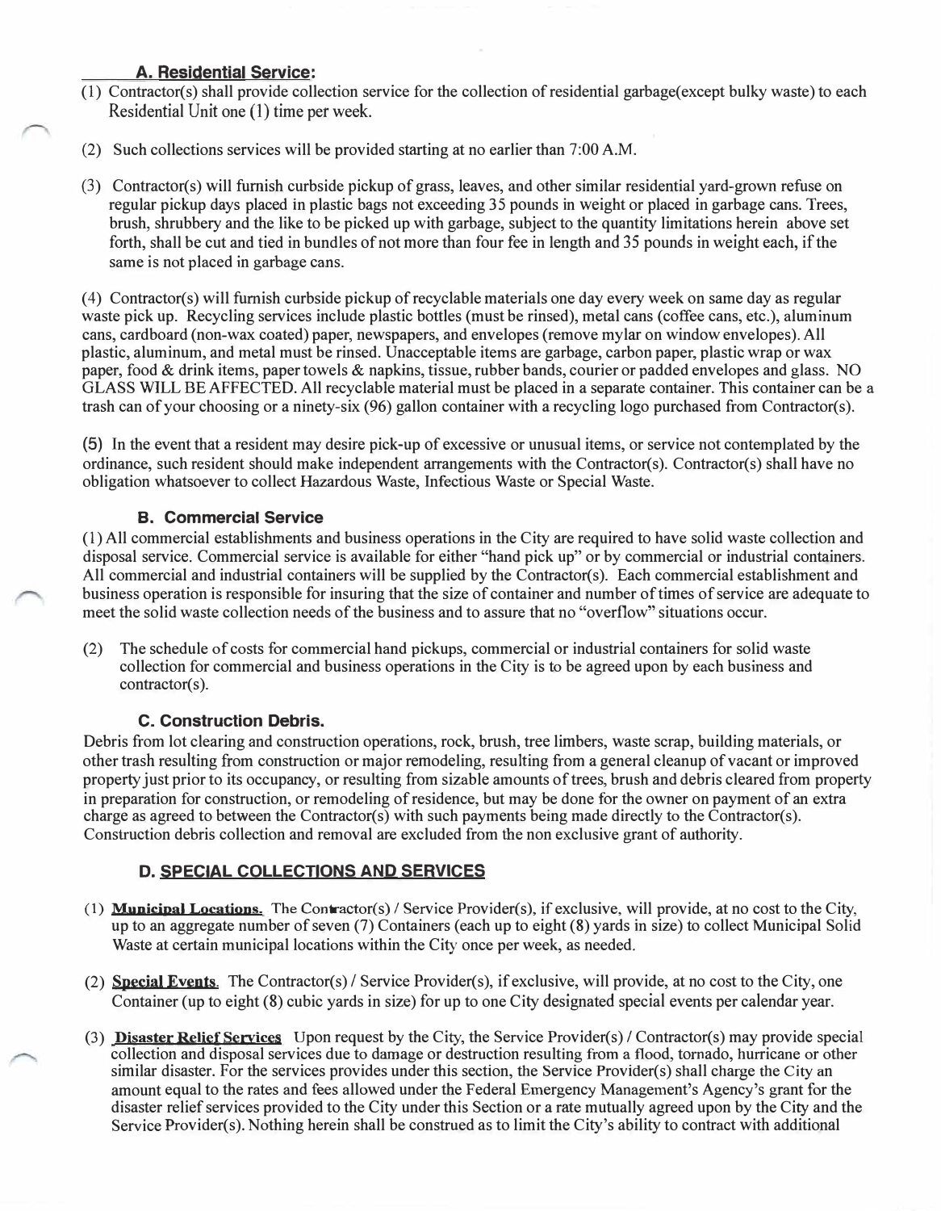### A. Residential Service:

(1) Contractor(s) shall provide collection service for the collection of residential garbage(except bulky waste) to each Residential Unit one (1) time per week.

(2) Such collections services will be provided starting at no earlier than 7:00 A.M.

(3) Contractor(s) will furnish curbside pickup of grass, leaves, and other similar residential yard-grown refuse on regular pickup days placed in plastic bags not exceeding 35 pounds in weight or placed in garbage cans. Trees, brush, shrubbery and the like to be picked up with garbage, subject to the quantity limitations herein above set forth, shall be cut and tied in bundles of not more than four fee in length and 35 pounds in weight each, if the same is not placed in garbage cans.

(4) Contractor(s) will furnish curbside pickup of recyclable materials one day every week on same day as regular waste pick up. Recycling services include plastic bottles (must be rinsed), metal cans (coffee cans, etc.), aluminum cans, cardboard (non-wax coated) paper, newspapers, and envelopes (remove mylar on window envelopes). All plastic, aluminum, and metal must be rinsed. Unacceptable items are garbage, carbon paper, plastic wrap or wax paper, food & drink items, paper towels & napkins, tissue, rubber bands, courier or padded envelopes and glass. NO GLASS WILL BE AFFECTED. All recyclable material must be placed in a separate container. This container can be a trash can of your choosing or a ninety-six (96) gallon container with a recycling logo purchased from Contractor(s).

(5) In the event that a resident may desire pick-up of excessive or unusual items, or service not contemplated by the ordinance, such resident should make independent arrangements with the Contractor(s). Contractor(s) shall have no obligation whatsoever to collect Hazardous Waste, Infectious Waste or Special Waste.

### B. Commercial Service

(1) All commercial establishments and business operations in the City are required to have solid waste collection and disposal service. Commercial service is available for either "hand pick up" or by commercial or industrial containers. All commercial and industrial containers will be supplied by the Contractor(s). Each commercial establishment and business operation is responsible for insuring that the size of container and number of times of service are adequate to meet the solid waste collection needs of the business and to assure that no "overflow" situations occur.

(2) The schedule of costs for commercial hand pickups, commercial or industrial containers for solid waste collection for commercial and business operations in the City is to be agreed upon by each business and contractor(s).

### C. Construction Debris.

Debris from lot clearing and construction operations, rock, brush, tree limbers, waste scrap, building materials, or other trash resulting from construction or major remodeling, resulting from a general cleanup of vacant or improved property just prior to its occupancy, or resulting from sizable amounts of trees, brush and debris cleared from property in preparation for construction, or remodeling of residence, but may be done for the owner on payment of an extra charge as agreed to between the Contractor(s) with such payments being made directly to the Contractor(s). Construction debris collection and removal are excluded from the non exclusive grant of authority.

### D. SPECIAL COLLECTIONS AND SERVICES

(1) **Municipal Locations.** The Contractor(s) / Service Provider(s), if exclusive, will provide, at no cost to the City, up to an aggregate number of seven (7) Containers (each up to eight (8) yards in size) to collect Municipal Solid Waste at certain municipal locations within the City once per week, as needed.

(2) **Special Events.** The Contractor(s) / Service Provider(s), if exclusive, will provide, at no cost to the City, one Container (up to eight (8) cubic yards in size) for up to one City designated special events per calendar year.

(3) **Disaster Relief Services** Upon request by the City, the Service Provider(s) / Contractor(s) may provide special collection and disposal services due to damage or destruction resulting from a flood, tornado, hurricane or other similar disaster. For the services provides under this section, the Service Provider(s) shall charge the City an amount equal to the rates and fees allowed under the Federal Emergency Management's Agency's grant for the disaster relief services provided to the City under this Section or a rate mutually agreed upon by the City and the Service Provider(s). Nothing herein shall be construed as to limit the City's ability to contract with additional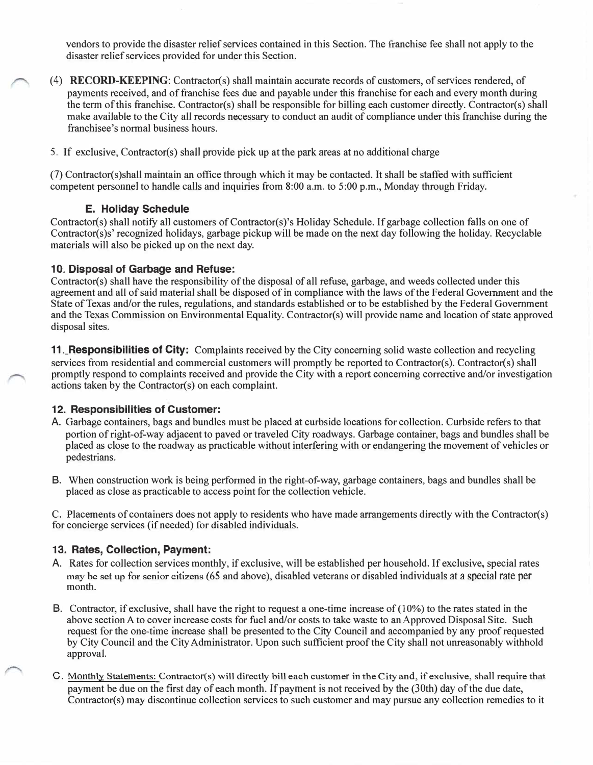vendors to provide the disaster relief services contained in this Section. The franchise fee shall not apply to the disaster relief services provided for under this Section.

(4) **RECORD-KEEPING**: Contractor(s) shall maintain accurate records of customers, of services rendered, of payments received, and of franchise fees due and payable under this franchise for each and every month during the term of this franchise. Contractor(s) shall be responsible for billing each customer directly. Contractor(s) shall make available to the City all records necessary to conduct an audit of compliance under this franchise during the franchisee's normal business hours.

5. If exclusive, Contractor(s) shall provide pick up at the park areas at no additional charge

(7) Contractor(s)shall maintain an office through which it may be contacted. It shall be staffed with sufficient competent personnel to handle calls and inquiries from 8:00 a.m. to 5:00 p.m., Monday through Friday.

### E. Holiday Schedule

Contractor(s) shall notify all customers of Contractor(s)'s Holiday Schedule. If garbage collection falls on one of Contractor(s)s' recognized holidays, garbage pickup will be made on the next day following the holiday. Recyclable materials will also be picked up on the next day.

### 10. Disposal of Garbage and Refuse:

Contractor(s) shall have the responsibility of the disposal of all refuse, garbage, and weeds collected under this agreement and all of said material shall be disposed of in compliance with the laws of the Federal Government and the State of Texas and/or the rules, regulations, and standards established or to be established by the Federal Government and the Texas Commission on Environmental Equality. Contractor(s) will provide name and location of state approved disposal sites.

**11. Responsibilities of City:** Complaints received by the City concerning solid waste collection and recycling services from residential and commercial customers will promptly be reported to Contractor(s). Contractor(s) shall promptly respond to complaints received and provide the City with a report concerning corrective and/or investigation actions taken by the Contractor(s) on each complaint.

### 12. Responsibilities of Customer:

A. Garbage containers, bags and bundles must be placed at curbside locations for collection. Curbside refers to that portion of right-of-way adjacent to paved or traveled City roadways. Garbage container, bags and bundles shall be placed as close to the roadway as practicable without interfering with or endangering the movement of vehicles or pedestrians.

B. When construction work is being performed in the right-of-way, garbage containers, bags and bundles shall be placed as close as practicable to access point for the collection vehicle.

C. Placements of containers does not apply to residents who have made arrangements directly with the Contractor(s) for concierge services (if needed) for disabled individuals.

### 13. Rates, Collection, Payment:

A. Rates for collection services monthly, if exclusive, will be established per household. If exclusive, special rates may be set up for senior citizens (65 and above), disabled veterans or disabled individuals at a special rate per month.

B. Contractor, if exclusive, shall have the right to request a one-time increase of (10%) to the rates stated in the above section A to cover increase costs for fuel and/or costs to take waste to an Approved Disposal Site. Such request for the one-time increase shall be presented to the City Council and accompanied by any proof requested by City Council and the City Administrator. Upon such sufficient proof the City shall not unreasonably withhold approval.

C. Monthly Statements: Contractor(s) will directly bill each customer in the City and, if exclusive, shall require that payment be due on the first day of each month. If payment is not received by the (30th) day of the due date, Contractor(s) may discontinue collection services to such customer and may pursue any collection remedies to it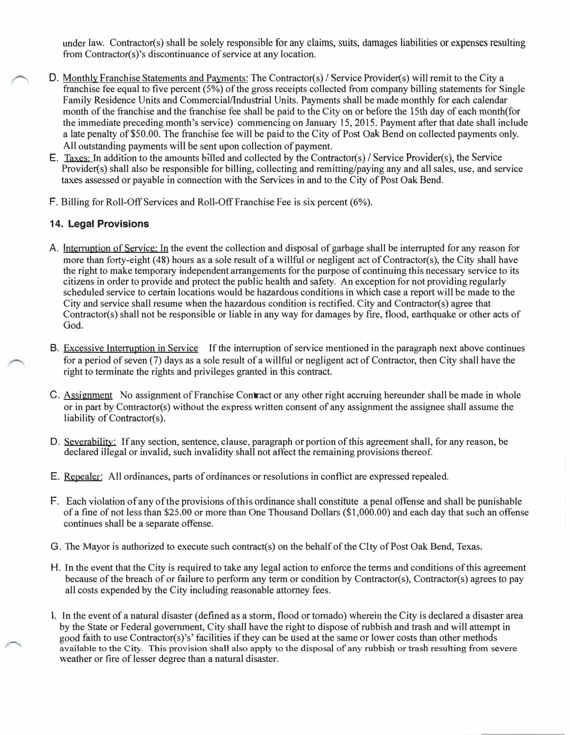under law. Contractor(s) shall be solely responsible for any claims, suits, damages liabilities or expenses resulting from Contractor(s)'s discontinuance of service at any location.

D. Monthly Franchise Statements and Payments: The Contractor(s) / Service Provider(s) will remit to the City a franchise fee equal to five percent (5%) of the gross receipts collected from company billing statements for Single Family Residence Units and Commercial/Industrial Units. Payments shall be made monthly for each calendar month of the franchise and the franchise fee shall be paid to the City on or before the 15th day of each month(for the immediate preceding month's service) commencing on January 15, 2015. Payment after that date shall include a late penalty of $50.00. The franchise fee will be paid to the City of Post Oak Bend on collected payments only. All outstanding payments will be sent upon collection of payment.

E. Taxes: In addition to the amounts billed and collected by the Contractor(s) / Service Provider(s), the Service Provider(s) shall also be responsible for billing, collecting and remitting/paying any and all sales, use, and service taxes assessed or payable in connection with the Services in and to the City of Post Oak Bend.

F. Billing for Roll-Off Services and Roll-Off Franchise Fee is six percent (6%).

### 14. Legal Provisions

A. Interruption of Service: In the event the collection and disposal of garbage shall be interrupted for any reason for more than forty-eight (48) hours as a sole result of a willful or negligent act of Contractor(s), the City shall have the right to make temporary independent arrangements for the purpose of continuing this necessary service to its citizens in order to provide and protect the public health and safety. An exception for not providing regularly scheduled service to certain locations would be hazardous conditions in which case a report will be made to the City and service shall resume when the hazardous condition is rectified. City and Contractor(s) agree that Contractor(s) shall not be responsible or liable in any way for damages by fire, flood, earthquake or other acts of God.

B. Excessive Interruption in Service If the interruption of service mentioned in the paragraph next above continues for a period of seven (7) days as a sole result of a willful or negligent act of Contractor, then City shall have the right to terminate the rights and privileges granted in this contract.

C. Assignment No assignment of Franchise Contract or any other right accruing hereunder shall be made in whole or in part by Contractor(s) without the express written consent of any assignment the assignee shall assume the liability of Contractor(s).

D. Severability: If any section, sentence, clause, paragraph or portion of this agreement shall, for any reason, be declared illegal or invalid, such invalidity shall not affect the remaining provisions thereof.

E. Repealer: All ordinances, parts of ordinances or resolutions in conflict are expressed repealed.

F. Each violation of any of the provisions of this ordinance shall constitute a penal offense and shall be punishable of a fine of not less than $25.00 or more than One Thousand Dollars ($1,000.00) and each day that such an offense continues shall be a separate offense.

G. The Mayor is authorized to execute such contract(s) on the behalf of the CIty of Post Oak Bend, Texas.

H. In the event that the City is required to take any legal action to enforce the terms and conditions of this agreement because of the breach of or failure to perform any term or condition by Contractor(s), Contractor(s) agrees to pay all costs expended by the City including reasonable attorney fees.

I. In the event of a natural disaster (defined as a storm, flood or tornado) wherein the City is declared a disaster area by the State or Federal government, City shall have the right to dispose of rubbish and trash and will attempt in good faith to use Contractor(s)'s' facilities if they can be used at the same or lower costs than other methods available to the City. This provision shall also apply to the disposal of any rubbish or trash resulting from severe weather or fire of lesser degree than a natural disaster.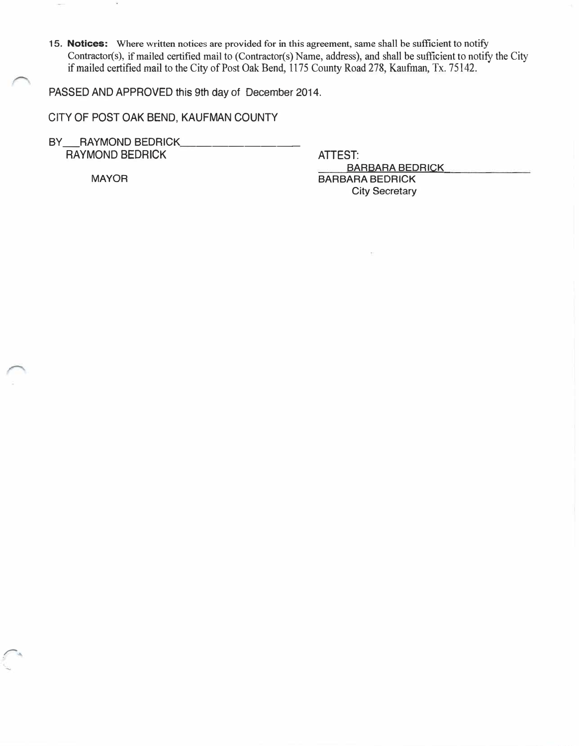15. **Notices:** Where written notices are provided for in this agreement, same shall be sufficient to notify Contractor(s), if mailed certified mail to (Contractor(s) Name, address), and shall be sufficient to notify the City if mailed certified mail to the City of Post Oak Bend, 1175 County Road 278, Kaufman, Tx. 75142.

PASSED AND APPROVED this 9th day of December 2014.

CITY OF POST OAK BEND, KAUFMAN COUNTY

BY___RAYMOND BEDRICK___________________
RAYMOND BEDRICK

MAYOR

ATTEST:
____BARBARA BEDRICK______________
BARBARA BEDRICK
City Secretary